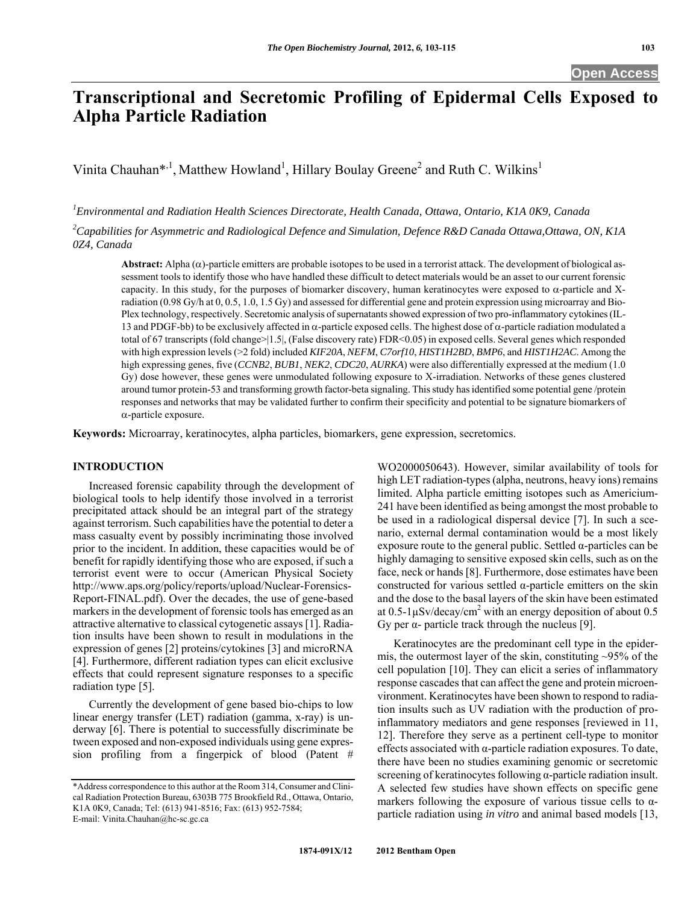# Transcriptional and Secretomic Profiling of Epidermal Cells Exposed to Alpha Particle Radiation

Vinita Chauhan*[,1], Matthew Howland[1], Hillary Boulay Greene[2] and Ruth C. Wilkins[1]

[1]*Environmental and Radiation Health Sciences Directorate, Health Canada, Ottawa, Ontario, K1A 0K9, Canada*

[2]*Capabilities for Asymmetric and Radiological Defence and Simulation, Defence R&D Canada Ottawa,Ottawa, ON, K1A 0Z4, Canada*

**Abstract:** Alpha (α)-particle emitters are probable isotopes to be used in a terrorist attack. The development of biological assessment tools to identify those who have handled these difficult to detect materials would be an asset to our current forensic capacity. In this study, for the purposes of biomarker discovery, human keratinocytes were exposed to α-particle and X-radiation (0.98 Gy/h at 0, 0.5, 1.0, 1.5 Gy) and assessed for differential gene and protein expression using microarray and Bio-Plex technology, respectively. Secretomic analysis of supernatants showed expression of two pro-inflammatory cytokines (IL-13 and PDGF-bb) to be exclusively affected in α-particle exposed cells. The highest dose of α-particle radiation modulated a total of 67 transcripts (fold change>|1.5|, (False discovery rate) FDR<0.05) in exposed cells. Several genes which responded with high expression levels (>2 fold) included *KIF20A*, *NEFM*, *C7orf10*, *HIST1H2BD*, *BMP6*, and *HIST1H2AC*. Among the high expressing genes, five (*CCNB2*, *BUB1*, *NEK2*, *CDC20*, *AURKA*) were also differentially expressed at the medium (1.0 Gy) dose however, these genes were unmodulated following exposure to X-irradiation. Networks of these genes clustered around tumor protein-53 and transforming growth factor-beta signaling. This study has identified some potential gene /protein responses and networks that may be validated further to confirm their specificity and potential to be signature biomarkers of α-particle exposure.

**Keywords:** Microarray, keratinocytes, alpha particles, biomarkers, gene expression, secretomics.

## INTRODUCTION

Increased forensic capability through the development of biological tools to help identify those involved in a terrorist precipitated attack should be an integral part of the strategy against terrorism. Such capabilities have the potential to deter a mass casualty event by possibly incriminating those involved prior to the incident. In addition, these capacities would be of benefit for rapidly identifying those who are exposed, if such a terrorist event were to occur (American Physical Society http://www.aps.org/policy/reports/upload/Nuclear-Forensics-Report-FINAL.pdf). Over the decades, the use of gene-based markers in the development of forensic tools has emerged as an attractive alternative to classical cytogenetic assays [1]. Radiation insults have been shown to result in modulations in the expression of genes [2] proteins/cytokines [3] and microRNA [4]. Furthermore, different radiation types can elicit exclusive effects that could represent signature responses to a specific radiation type [5].

Currently the development of gene based bio-chips to low linear energy transfer (LET) radiation (gamma, x-ray) is underway [6]. There is potential to successfully discriminate between exposed and non-exposed individuals using gene expression profiling from a fingerpick of blood (Patent # WO2000050643). However, similar availability of tools for high LET radiation-types (alpha, neutrons, heavy ions) remains limited. Alpha particle emitting isotopes such as Americium-241 have been identified as being amongst the most probable to be used in a radiological dispersal device [7]. In such a scenario, external dermal contamination would be a most likely exposure route to the general public. Settled α-particles can be highly damaging to sensitive exposed skin cells, such as on the face, neck or hands [8]. Furthermore, dose estimates have been constructed for various settled α-particle emitters on the skin and the dose to the basal layers of the skin have been estimated at 0.5-1μSv/decay/cm$^2$ with an energy deposition of about 0.5 Gy per α- particle track through the nucleus [9].

Keratinocytes are the predominant cell type in the epidermis, the outermost layer of the skin, constituting ~95% of the cell population [10]. They can elicit a series of inflammatory response cascades that can affect the gene and protein microenvironment. Keratinocytes have been shown to respond to radiation insults such as UV radiation with the production of pro-inflammatory mediators and gene responses [reviewed in 11, 12]. Therefore they serve as a pertinent cell-type to monitor effects associated with α-particle radiation exposures. To date, there have been no studies examining genomic or secretomic screening of keratinocytes following α-particle radiation insult. A selected few studies have shown effects on specific gene markers following the exposure of various tissue cells to α-particle radiation using *in vitro* and animal based models [13,

---

*Address correspondence to this author at the Room 314, Consumer and Clinical Radiation Protection Bureau, 6303B 775 Brookfield Rd., Ottawa, Ontario, K1A 0K9, Canada; Tel: (613) 941-8516; Fax: (613) 952-7584; E-mail: Vinita.Chauhan@hc-sc.gc.ca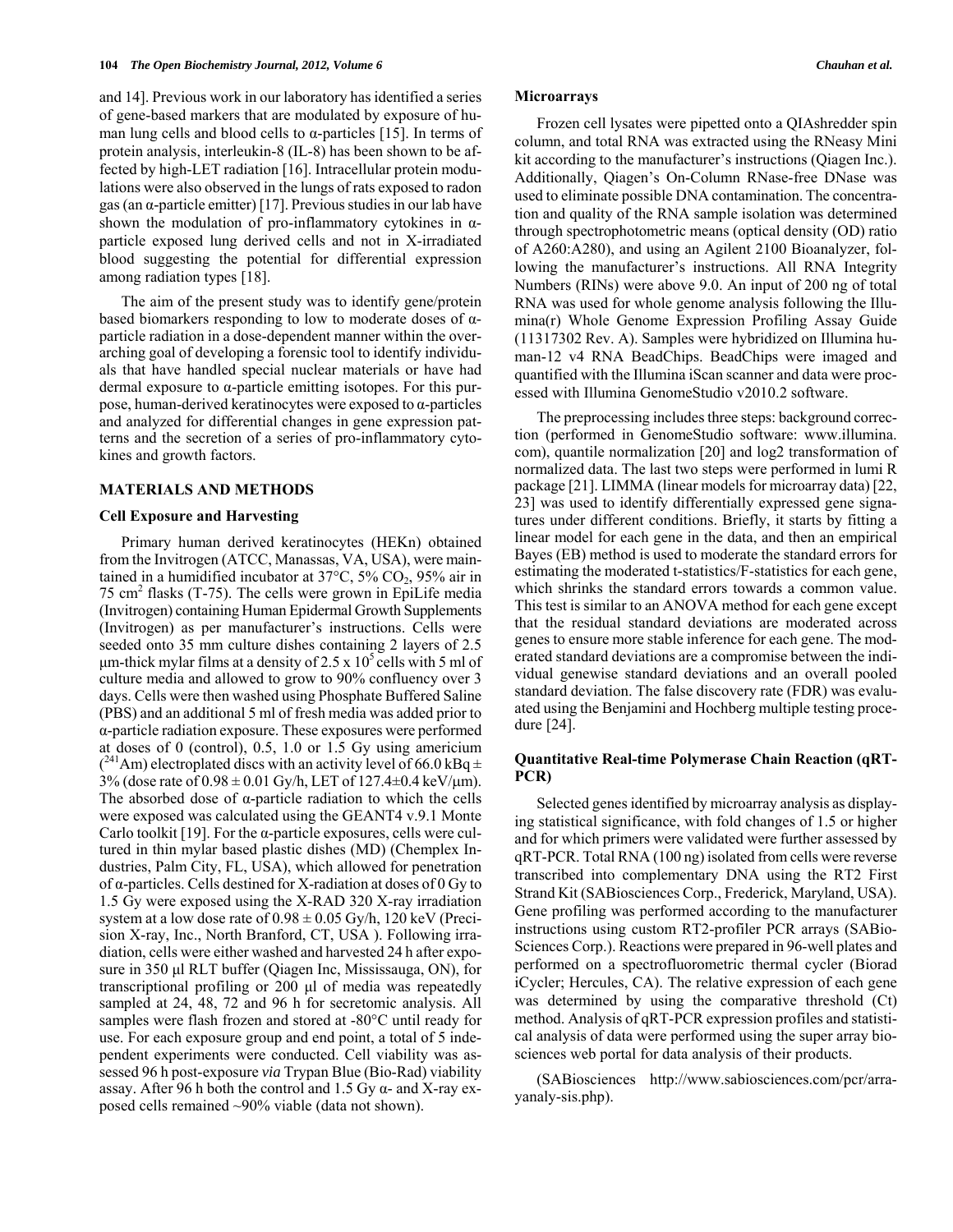and 14]. Previous work in our laboratory has identified a series of gene-based markers that are modulated by exposure of human lung cells and blood cells to α-particles [15]. In terms of protein analysis, interleukin-8 (IL-8) has been shown to be affected by high-LET radiation [16]. Intracellular protein modulations were also observed in the lungs of rats exposed to radon gas (an α-particle emitter) [17]. Previous studies in our lab have shown the modulation of pro-inflammatory cytokines in α-particle exposed lung derived cells and not in X-irradiated blood suggesting the potential for differential expression among radiation types [18].

The aim of the present study was to identify gene/protein based biomarkers responding to low to moderate doses of α-particle radiation in a dose-dependent manner within the overarching goal of developing a forensic tool to identify individuals that have handled special nuclear materials or have had dermal exposure to α-particle emitting isotopes. For this purpose, human-derived keratinocytes were exposed to α-particles and analyzed for differential changes in gene expression patterns and the secretion of a series of pro-inflammatory cytokines and growth factors.

## MATERIALS AND METHODS

### Cell Exposure and Harvesting

Primary human derived keratinocytes (HEKn) obtained from the Invitrogen (ATCC, Manassas, VA, USA), were maintained in a humidified incubator at 37°C, 5% $CO_2$, 95% air in 75 $cm^2$ flasks (T-75). The cells were grown in EpiLife media (Invitrogen) containing Human Epidermal Growth Supplements (Invitrogen) as per manufacturer's instructions. Cells were seeded onto 35 mm culture dishes containing 2 layers of 2.5 µm-thick mylar films at a density of 2.5 x $10^5$ cells with 5 ml of culture media and allowed to grow to 90% confluency over 3 days. Cells were then washed using Phosphate Buffered Saline (PBS) and an additional 5 ml of fresh media was added prior to α-particle radiation exposure. These exposures were performed at doses of 0 (control), 0.5, 1.0 or 1.5 Gy using americium ($^{241}$Am) electroplated discs with an activity level of 66.0 kBq ± 3% (dose rate of 0.98 ± 0.01 Gy/h, LET of 127.4±0.4 keV/µm). The absorbed dose of α-particle radiation to which the cells were exposed was calculated using the GEANT4 v.9.1 Monte Carlo toolkit [19]. For the α-particle exposures, cells were cultured in thin mylar based plastic dishes (MD) (Chemplex Industries, Palm City, FL, USA), which allowed for penetration of α-particles. Cells destined for X-radiation at doses of 0 Gy to 1.5 Gy were exposed using the X-RAD 320 X-ray irradiation system at a low dose rate of 0.98 ± 0.05 Gy/h, 120 keV (Precision X-ray, Inc., North Branford, CT, USA ). Following irradiation, cells were either washed and harvested 24 h after exposure in 350 µl RLT buffer (Qiagen Inc, Mississauga, ON), for transcriptional profiling or 200 µl of media was repeatedly sampled at 24, 48, 72 and 96 h for secretomic analysis. All samples were flash frozen and stored at -80°C until ready for use. For each exposure group and end point, a total of 5 independent experiments were conducted. Cell viability was assessed 96 h post-exposure *via* Trypan Blue (Bio-Rad) viability assay. After 96 h both the control and 1.5 Gy α- and X-ray exposed cells remained ~90% viable (data not shown).

### Microarrays

Frozen cell lysates were pipetted onto a QIAshredder spin column, and total RNA was extracted using the RNeasy Mini kit according to the manufacturer's instructions (Qiagen Inc.). Additionally, Qiagen's On-Column RNase-free DNase was used to eliminate possible DNA contamination. The concentration and quality of the RNA sample isolation was determined through spectrophotometric means (optical density (OD) ratio of A260:A280), and using an Agilent 2100 Bioanalyzer, following the manufacturer's instructions. All RNA Integrity Numbers (RINs) were above 9.0. An input of 200 ng of total RNA was used for whole genome analysis following the Illumina(r) Whole Genome Expression Profiling Assay Guide (11317302 Rev. A). Samples were hybridized on Illumina human-12 v4 RNA BeadChips. BeadChips were imaged and quantified with the Illumina iScan scanner and data were processed with Illumina GenomeStudio v2010.2 software.

The preprocessing includes three steps: background correction (performed in GenomeStudio software: www.illumina.com), quantile normalization [20] and log2 transformation of normalized data. The last two steps were performed in lumi R package [21]. LIMMA (linear models for microarray data) [22, 23] was used to identify differentially expressed gene signatures under different conditions. Briefly, it starts by fitting a linear model for each gene in the data, and then an empirical Bayes (EB) method is used to moderate the standard errors for estimating the moderated t-statistics/F-statistics for each gene, which shrinks the standard errors towards a common value. This test is similar to an ANOVA method for each gene except that the residual standard deviations are moderated across genes to ensure more stable inference for each gene. The moderated standard deviations are a compromise between the individual genewise standard deviations and an overall pooled standard deviation. The false discovery rate (FDR) was evaluated using the Benjamini and Hochberg multiple testing procedure [24].

### Quantitative Real-time Polymerase Chain Reaction (qRT-PCR)

Selected genes identified by microarray analysis as displaying statistical significance, with fold changes of 1.5 or higher and for which primers were validated were further assessed by qRT-PCR. Total RNA (100 ng) isolated from cells were reverse transcribed into complementary DNA using the RT2 First Strand Kit (SABiosciences Corp., Frederick, Maryland, USA). Gene profiling was performed according to the manufacturer instructions using custom RT2-profiler PCR arrays (SABio-Sciences Corp.). Reactions were prepared in 96-well plates and performed on a spectrofluorometric thermal cycler (Biorad iCycler; Hercules, CA). The relative expression of each gene was determined by using the comparative threshold (Ct) method. Analysis of qRT-PCR expression profiles and statistical analysis of data were performed using the super array biosciences web portal for data analysis of their products.

(SABiosciences http://www.sabiosciences.com/pcr/arrayanaly-sis.php).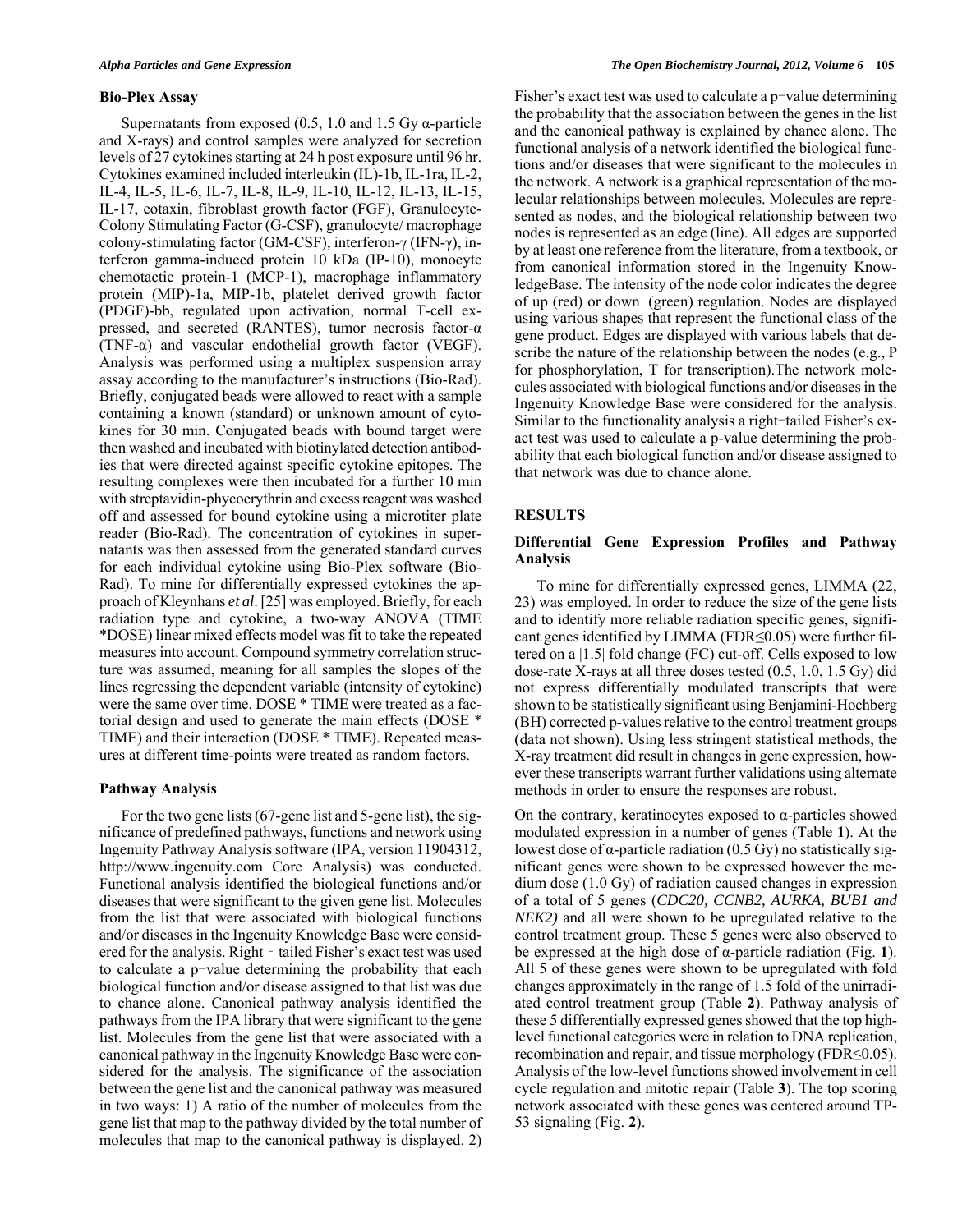### Bio-Plex Assay

Supernatants from exposed (0.5, 1.0 and 1.5 Gy α-particle and X-rays) and control samples were analyzed for secretion levels of 27 cytokines starting at 24 h post exposure until 96 hr. Cytokines examined included interleukin (IL)-1b, IL-1ra, IL-2, IL-4, IL-5, IL-6, IL-7, IL-8, IL-9, IL-10, IL-12, IL-13, IL-15, IL-17, eotaxin, fibroblast growth factor (FGF), Granulocyte-Colony Stimulating Factor (G-CSF), granulocyte/ macrophage colony-stimulating factor (GM-CSF), interferon-γ (IFN-γ), interferon gamma-induced protein 10 kDa (IP-10), monocyte chemotactic protein-1 (MCP-1), macrophage inflammatory protein (MIP)-1a, MIP-1b, platelet derived growth factor (PDGF)-bb, regulated upon activation, normal T-cell expressed, and secreted (RANTES), tumor necrosis factor-α (TNF-α) and vascular endothelial growth factor (VEGF). Analysis was performed using a multiplex suspension array assay according to the manufacturer's instructions (Bio-Rad). Briefly, conjugated beads were allowed to react with a sample containing a known (standard) or unknown amount of cytokines for 30 min. Conjugated beads with bound target were then washed and incubated with biotinylated detection antibodies that were directed against specific cytokine epitopes. The resulting complexes were then incubated for a further 10 min with streptavidin-phycoerythrin and excess reagent was washed off and assessed for bound cytokine using a microtiter plate reader (Bio-Rad). The concentration of cytokines in supernatants was then assessed from the generated standard curves for each individual cytokine using Bio-Plex software (Bio-Rad). To mine for differentially expressed cytokines the approach of Kleynhans *et al*. [25] was employed. Briefly, for each radiation type and cytokine, a two-way ANOVA (TIME *DOSE) linear mixed effects model was fit to take the repeated measures into account. Compound symmetry correlation structure was assumed, meaning for all samples the slopes of the lines regressing the dependent variable (intensity of cytokine) were the same over time. DOSE * TIME were treated as a factorial design and used to generate the main effects (DOSE * TIME) and their interaction (DOSE * TIME). Repeated measures at different time-points were treated as random factors.

### Pathway Analysis

For the two gene lists (67-gene list and 5-gene list), the significance of predefined pathways, functions and network using Ingenuity Pathway Analysis software (IPA, version 11904312, http://www.ingenuity.com Core Analysis) was conducted. Functional analysis identified the biological functions and/or diseases that were significant to the given gene list. Molecules from the list that were associated with biological functions and/or diseases in the Ingenuity Knowledge Base were considered for the analysis. Right - tailed Fisher's exact test was used to calculate a p−value determining the probability that each biological function and/or disease assigned to that list was due to chance alone. Canonical pathway analysis identified the pathways from the IPA library that were significant to the gene list. Molecules from the gene list that were associated with a canonical pathway in the Ingenuity Knowledge Base were considered for the analysis. The significance of the association between the gene list and the canonical pathway was measured in two ways: 1) A ratio of the number of molecules from the gene list that map to the pathway divided by the total number of molecules that map to the canonical pathway is displayed. 2) Fisher's exact test was used to calculate a p−value determining the probability that the association between the genes in the list and the canonical pathway is explained by chance alone. The functional analysis of a network identified the biological functions and/or diseases that were significant to the molecules in the network. A network is a graphical representation of the molecular relationships between molecules. Molecules are represented as nodes, and the biological relationship between two nodes is represented as an edge (line). All edges are supported by at least one reference from the literature, from a textbook, or from canonical information stored in the Ingenuity KnowledgeBase. The intensity of the node color indicates the degree of up (red) or down (green) regulation. Nodes are displayed using various shapes that represent the functional class of the gene product. Edges are displayed with various labels that describe the nature of the relationship between the nodes (e.g., P for phosphorylation, T for transcription).The network molecules associated with biological functions and/or diseases in the Ingenuity Knowledge Base were considered for the analysis. Similar to the functionality analysis a right−tailed Fisher's exact test was used to calculate a p-value determining the probability that each biological function and/or disease assigned to that network was due to chance alone.

## RESULTS

### Differential Gene Expression Profiles and Pathway Analysis

To mine for differentially expressed genes, LIMMA (22, 23) was employed. In order to reduce the size of the gene lists and to identify more reliable radiation specific genes, significant genes identified by LIMMA (FDR≤0.05) were further filtered on a |1.5| fold change (FC) cut-off. Cells exposed to low dose-rate X-rays at all three doses tested (0.5, 1.0, 1.5 Gy) did not express differentially modulated transcripts that were shown to be statistically significant using Benjamini-Hochberg (BH) corrected p-values relative to the control treatment groups (data not shown). Using less stringent statistical methods, the X-ray treatment did result in changes in gene expression, however these transcripts warrant further validations using alternate methods in order to ensure the responses are robust.

On the contrary, keratinocytes exposed to α-particles showed modulated expression in a number of genes (Table **1**). At the lowest dose of α-particle radiation (0.5 Gy) no statistically significant genes were shown to be expressed however the medium dose (1.0 Gy) of radiation caused changes in expression of a total of 5 genes (*CDC20, CCNB2, AURKA, BUB1 and NEK2)* and all were shown to be upregulated relative to the control treatment group. These 5 genes were also observed to be expressed at the high dose of α-particle radiation (Fig. **1**). All 5 of these genes were shown to be upregulated with fold changes approximately in the range of 1.5 fold of the unirradiated control treatment group (Table **2**). Pathway analysis of these 5 differentially expressed genes showed that the top high-level functional categories were in relation to DNA replication, recombination and repair, and tissue morphology (FDR≤0.05). Analysis of the low-level functions showed involvement in cell cycle regulation and mitotic repair (Table **3**). The top scoring network associated with these genes was centered around TP-53 signaling (Fig. **2**).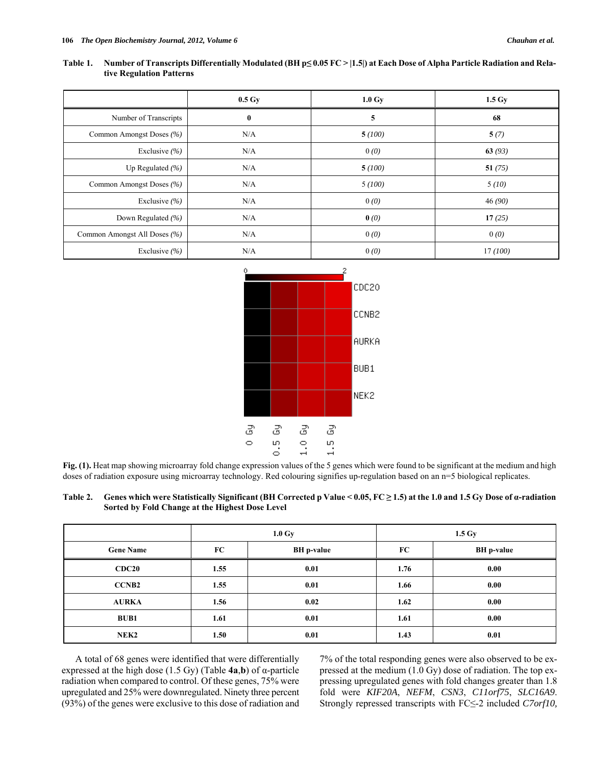**Table 1. Number of Transcripts Differentially Modulated (BH p≤ 0.05 FC > |1.5|) at Each Dose of Alpha Particle Radiation and Relative Regulation Patterns**

| | 0.5 Gy | 1.0 Gy | 1.5 Gy |
|---|---|---|---|
| Number of Transcripts | **0** | **5** | **68** |
| Common Amongst Doses *(%)* | N/A | **5** *(100)* | **5** *(7)* |
| Exclusive *(%)* | N/A | 0 *(0)* | **63** *(93)* |
| Up Regulated *(%)* | N/A | **5** *(100)* | **51** *(75)* |
| Common Amongst Doses *(%)* | N/A | *5 (100)* | 5 *(10)* |
| Exclusive *(%)* | N/A | 0 *(0)* | 46 *(90)* |
| Down Regulated *(%)* | N/A | **0** *(0)* | **17** *(25)* |
| Common Amongst All Doses *(%)* | N/A | 0 *(0)* | 0 *(0)* |
| Exclusive *(%)* | N/A | 0 *(0)* | 17 *(100)* |

**Fig. (1).** Heat map showing microarray fold change expression values of the 5 genes which were found to be significant at the medium and high doses of radiation exposure using microarray technology. Red colouring signifies up-regulation based on an n=5 biological replicates.

**Table 2. Genes which were Statistically Significant (BH Corrected p Value < 0.05, FC ≥ 1.5) at the 1.0 and 1.5 Gy Dose of α-radiation Sorted by Fold Change at the Highest Dose Level**

| | 1.0 Gy | | 1.5 Gy | |
|---|---|---|---|---|
| **Gene Name** | **FC** | **BH p-value** | **FC** | **BH p-value** |
| **CDC20** | **1.55** | **0.01** | **1.76** | **0.00** |
| **CCNB2** | **1.55** | **0.01** | **1.66** | **0.00** |
| **AURKA** | **1.56** | **0.02** | **1.62** | **0.00** |
| **BUB1** | **1.61** | **0.01** | **1.61** | **0.00** |
| **NEK2** | **1.50** | **0.01** | **1.43** | **0.01** |

A total of 68 genes were identified that were differentially expressed at the high dose (1.5 Gy) (Table **4a**,**b**) of α-particle radiation when compared to control. Of these genes, 75% were upregulated and 25% were downregulated. Ninety three percent (93%) of the genes were exclusive to this dose of radiation and 7% of the total responding genes were also observed to be expressed at the medium (1.0 Gy) dose of radiation. The top expressing upregulated genes with fold changes greater than 1.8 fold were *KIF20A*, *NEFM*, *CSN3*, *C11orf75*, *SLC16A9*. Strongly repressed transcripts with FC≤-2 included *C7orf10,*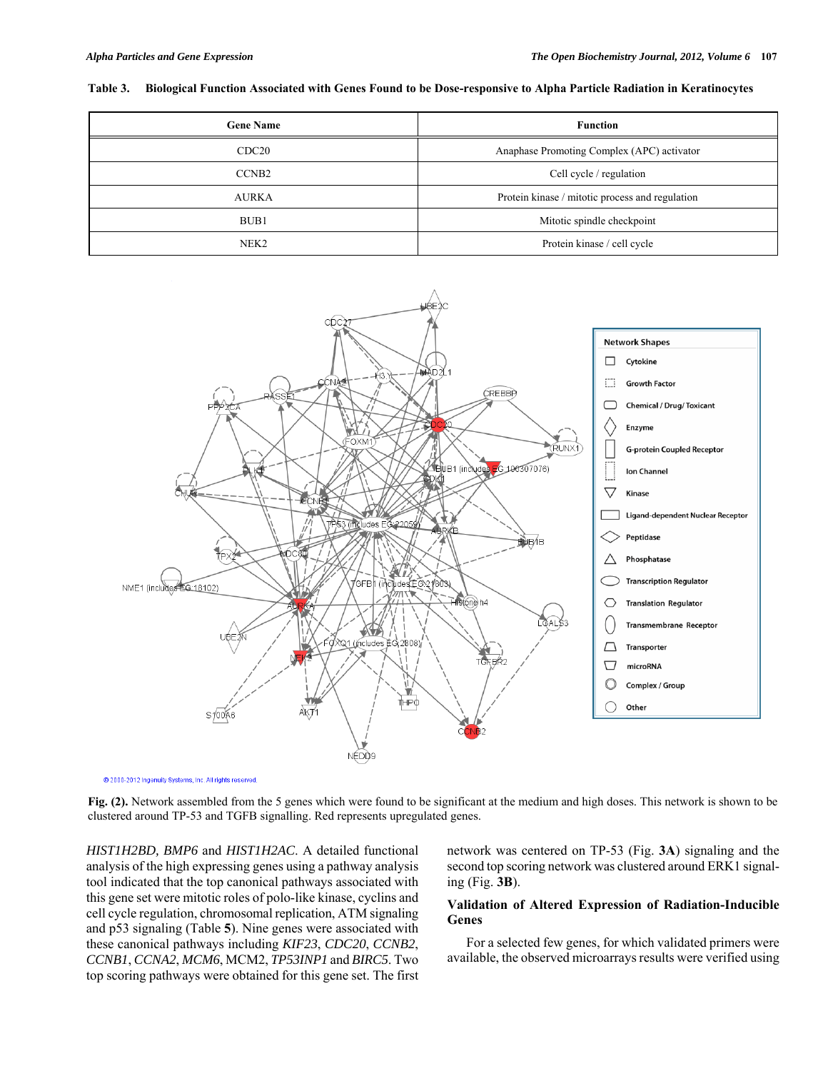**Table 3. Biological Function Associated with Genes Found to be Dose-responsive to Alpha Particle Radiation in Keratinocytes**

| Gene Name | Function |
|---|---|
| CDC20 | Anaphase Promoting Complex (APC) activator |
| CCNB2 | Cell cycle / regulation |
| AURKA | Protein kinase / mitotic process and regulation |
| BUB1 | Mitotic spindle checkpoint |
| NEK2 | Protein kinase / cell cycle |

**Fig. (2).** Network assembled from the 5 genes which were found to be significant at the medium and high doses. This network is shown to be clustered around TP-53 and TGFB signalling. Red represents upregulated genes.

*HIST1H2BD, BMP6* and *HIST1H2AC*. A detailed functional analysis of the high expressing genes using a pathway analysis tool indicated that the top canonical pathways associated with this gene set were mitotic roles of polo-like kinase, cyclins and cell cycle regulation, chromosomal replication, ATM signaling and p53 signaling (Table **5**). Nine genes were associated with these canonical pathways including *KIF23*, *CDC20*, *CCNB2*, *CCNB1*, *CCNA2*, *MCM6*, MCM2, *TP53INP1* and *BIRC5*. Two top scoring pathways were obtained for this gene set. The first network was centered on TP-53 (Fig. **3A**) signaling and the second top scoring network was clustered around ERK1 signaling (Fig. **3B**).

## Validation of Altered Expression of Radiation-Inducible Genes

For a selected few genes, for which validated primers were available, the observed microarrays results were verified using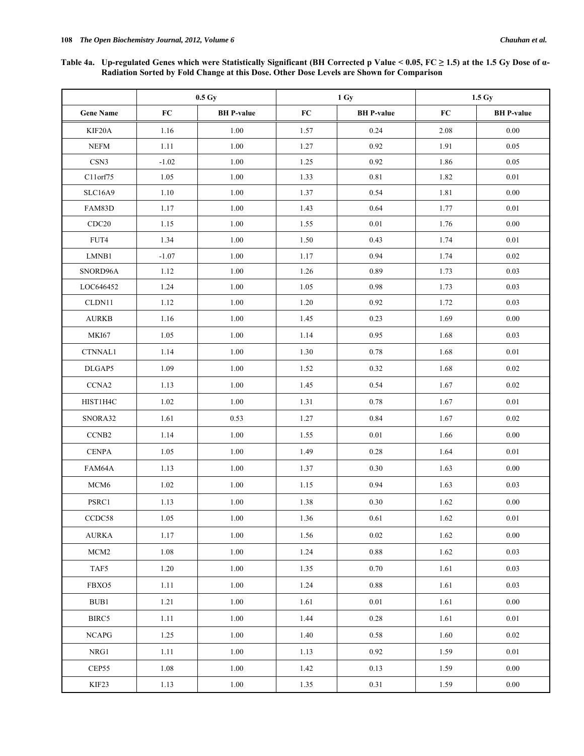**Table 4a. Up-regulated Genes which were Statistically Significant (BH Corrected p Value < 0.05, FC ≥ 1.5) at the 1.5 Gy Dose of α-Radiation Sorted by Fold Change at this Dose. Other Dose Levels are Shown for Comparison**

| | 0.5 Gy | | 1 Gy | | 1.5 Gy | |
|---|---|---|---|---|---|---|
| Gene Name | FC | BH P-value | FC | BH P-value | FC | BH P-value |
| KIF20A | 1.16 | 1.00 | 1.57 | 0.24 | 2.08 | 0.00 |
| NEFM | 1.11 | 1.00 | 1.27 | 0.92 | 1.91 | 0.05 |
| CSN3 | -1.02 | 1.00 | 1.25 | 0.92 | 1.86 | 0.05 |
| C11orf75 | 1.05 | 1.00 | 1.33 | 0.81 | 1.82 | 0.01 |
| SLC16A9 | 1.10 | 1.00 | 1.37 | 0.54 | 1.81 | 0.00 |
| FAM83D | 1.17 | 1.00 | 1.43 | 0.64 | 1.77 | 0.01 |
| CDC20 | 1.15 | 1.00 | 1.55 | 0.01 | 1.76 | 0.00 |
| FUT4 | 1.34 | 1.00 | 1.50 | 0.43 | 1.74 | 0.01 |
| LMNB1 | -1.07 | 1.00 | 1.17 | 0.94 | 1.74 | 0.02 |
| SNORD96A | 1.12 | 1.00 | 1.26 | 0.89 | 1.73 | 0.03 |
| LOC646452 | 1.24 | 1.00 | 1.05 | 0.98 | 1.73 | 0.03 |
| CLDN11 | 1.12 | 1.00 | 1.20 | 0.92 | 1.72 | 0.03 |
| AURKB | 1.16 | 1.00 | 1.45 | 0.23 | 1.69 | 0.00 |
| MKI67 | 1.05 | 1.00 | 1.14 | 0.95 | 1.68 | 0.03 |
| CTNNAL1 | 1.14 | 1.00 | 1.30 | 0.78 | 1.68 | 0.01 |
| DLGAP5 | 1.09 | 1.00 | 1.52 | 0.32 | 1.68 | 0.02 |
| CCNA2 | 1.13 | 1.00 | 1.45 | 0.54 | 1.67 | 0.02 |
| HIST1H4C | 1.02 | 1.00 | 1.31 | 0.78 | 1.67 | 0.01 |
| SNORA32 | 1.61 | 0.53 | 1.27 | 0.84 | 1.67 | 0.02 |
| CCNB2 | 1.14 | 1.00 | 1.55 | 0.01 | 1.66 | 0.00 |
| CENPA | 1.05 | 1.00 | 1.49 | 0.28 | 1.64 | 0.01 |
| FAM64A | 1.13 | 1.00 | 1.37 | 0.30 | 1.63 | 0.00 |
| MCM6 | 1.02 | 1.00 | 1.15 | 0.94 | 1.63 | 0.03 |
| PSRC1 | 1.13 | 1.00 | 1.38 | 0.30 | 1.62 | 0.00 |
| CCDC58 | 1.05 | 1.00 | 1.36 | 0.61 | 1.62 | 0.01 |
| AURKA | 1.17 | 1.00 | 1.56 | 0.02 | 1.62 | 0.00 |
| MCM2 | 1.08 | 1.00 | 1.24 | 0.88 | 1.62 | 0.03 |
| TAF5 | 1.20 | 1.00 | 1.35 | 0.70 | 1.61 | 0.03 |
| FBXO5 | 1.11 | 1.00 | 1.24 | 0.88 | 1.61 | 0.03 |
| BUB1 | 1.21 | 1.00 | 1.61 | 0.01 | 1.61 | 0.00 |
| BIRC5 | 1.11 | 1.00 | 1.44 | 0.28 | 1.61 | 0.01 |
| NCAPG | 1.25 | 1.00 | 1.40 | 0.58 | 1.60 | 0.02 |
| NRG1 | 1.11 | 1.00 | 1.13 | 0.92 | 1.59 | 0.01 |
| CEP55 | 1.08 | 1.00 | 1.42 | 0.13 | 1.59 | 0.00 |
| KIF23 | 1.13 | 1.00 | 1.35 | 0.31 | 1.59 | 0.00 |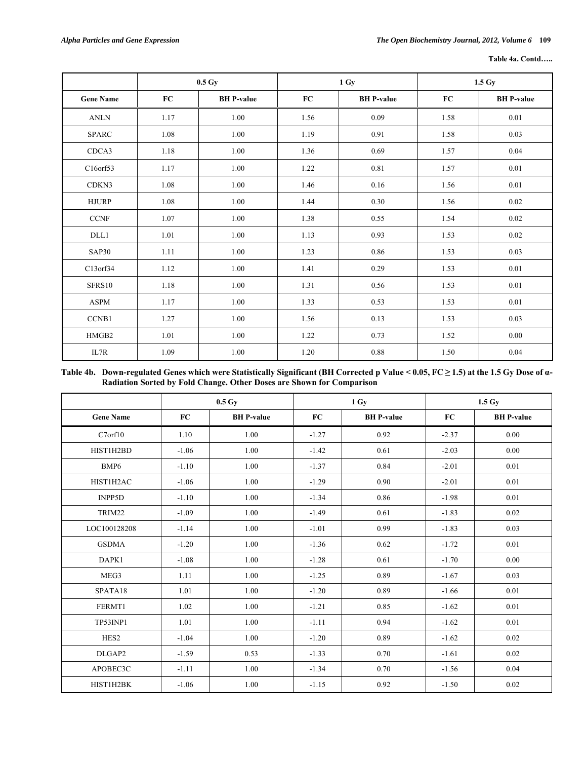Table 4a. Contd…..

| | 0.5 Gy | | 1 Gy | | 1.5 Gy | |
|---|---|---|---|---|---|---|
| Gene Name | FC | BH P-value | FC | BH P-value | FC | BH P-value |
| ANLN | 1.17 | 1.00 | 1.56 | 0.09 | 1.58 | 0.01 |
| SPARC | 1.08 | 1.00 | 1.19 | 0.91 | 1.58 | 0.03 |
| CDCA3 | 1.18 | 1.00 | 1.36 | 0.69 | 1.57 | 0.04 |
| C16orf53 | 1.17 | 1.00 | 1.22 | 0.81 | 1.57 | 0.01 |
| CDKN3 | 1.08 | 1.00 | 1.46 | 0.16 | 1.56 | 0.01 |
| HJURP | 1.08 | 1.00 | 1.44 | 0.30 | 1.56 | 0.02 |
| CCNF | 1.07 | 1.00 | 1.38 | 0.55 | 1.54 | 0.02 |
| DLL1 | 1.01 | 1.00 | 1.13 | 0.93 | 1.53 | 0.02 |
| SAP30 | 1.11 | 1.00 | 1.23 | 0.86 | 1.53 | 0.03 |
| C13orf34 | 1.12 | 1.00 | 1.41 | 0.29 | 1.53 | 0.01 |
| SFRS10 | 1.18 | 1.00 | 1.31 | 0.56 | 1.53 | 0.01 |
| ASPM | 1.17 | 1.00 | 1.33 | 0.53 | 1.53 | 0.01 |
| CCNB1 | 1.27 | 1.00 | 1.56 | 0.13 | 1.53 | 0.03 |
| HMGB2 | 1.01 | 1.00 | 1.22 | 0.73 | 1.52 | 0.00 |
| IL7R | 1.09 | 1.00 | 1.20 | 0.88 | 1.50 | 0.04 |

**Table 4b. Down-regulated Genes which were Statistically Significant (BH Corrected p Value < 0.05, FC ≥ 1.5) at the 1.5 Gy Dose of α-Radiation Sorted by Fold Change. Other Doses are Shown for Comparison**

| | 0.5 Gy | | 1 Gy | | 1.5 Gy | |
|---|---|---|---|---|---|---|
| Gene Name | FC | BH P-value | FC | BH P-value | FC | BH P-value |
| C7orf10 | 1.10 | 1.00 | -1.27 | 0.92 | -2.37 | 0.00 |
| HIST1H2BD | -1.06 | 1.00 | -1.42 | 0.61 | -2.03 | 0.00 |
| BMP6 | -1.10 | 1.00 | -1.37 | 0.84 | -2.01 | 0.01 |
| HIST1H2AC | -1.06 | 1.00 | -1.29 | 0.90 | -2.01 | 0.01 |
| INPP5D | -1.10 | 1.00 | -1.34 | 0.86 | -1.98 | 0.01 |
| TRIM22 | -1.09 | 1.00 | -1.49 | 0.61 | -1.83 | 0.02 |
| LOC100128208 | -1.14 | 1.00 | -1.01 | 0.99 | -1.83 | 0.03 |
| GSDMA | -1.20 | 1.00 | -1.36 | 0.62 | -1.72 | 0.01 |
| DAPK1 | -1.08 | 1.00 | -1.28 | 0.61 | -1.70 | 0.00 |
| MEG3 | 1.11 | 1.00 | -1.25 | 0.89 | -1.67 | 0.03 |
| SPATA18 | 1.01 | 1.00 | -1.20 | 0.89 | -1.66 | 0.01 |
| FERMT1 | 1.02 | 1.00 | -1.21 | 0.85 | -1.62 | 0.01 |
| TP53INP1 | 1.01 | 1.00 | -1.11 | 0.94 | -1.62 | 0.01 |
| HES2 | -1.04 | 1.00 | -1.20 | 0.89 | -1.62 | 0.02 |
| DLGAP2 | -1.59 | 0.53 | -1.33 | 0.70 | -1.61 | 0.02 |
| APOBEC3C | -1.11 | 1.00 | -1.34 | 0.70 | -1.56 | 0.04 |
| HIST1H2BK | -1.06 | 1.00 | -1.15 | 0.92 | -1.50 | 0.02 |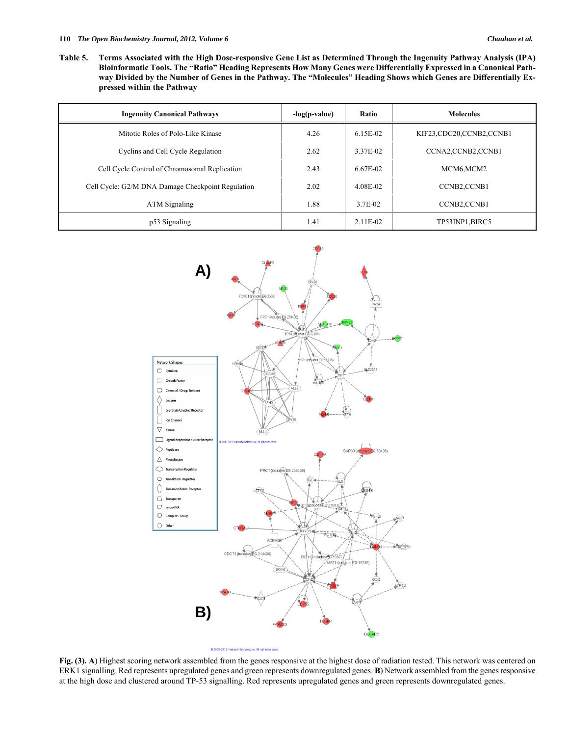**Table 5. Terms Associated with the High Dose-responsive Gene List as Determined Through the Ingenuity Pathway Analysis (IPA) Bioinformatic Tools. The "Ratio" Heading Represents How Many Genes were Differentially Expressed in a Canonical Pathway Divided by the Number of Genes in the Pathway. The "Molecules" Heading Shows which Genes are Differentially Expressed within the Pathway**

| Ingenuity Canonical Pathways | -log(p-value) | Ratio | Molecules |
|---|---|---|---|
| Mitotic Roles of Polo-Like Kinase | 4.26 | 6.15E-02 | KIF23,CDC20,CCNB2,CCNB1 |
| Cyclins and Cell Cycle Regulation | 2.62 | 3.37E-02 | CCNA2,CCNB2,CCNB1 |
| Cell Cycle Control of Chromosomal Replication | 2.43 | 6.67E-02 | MCM6,MCM2 |
| Cell Cycle: G2/M DNA Damage Checkpoint Regulation | 2.02 | 4.08E-02 | CCNB2,CCNB1 |
| ATM Signaling | 1.88 | 3.7E-02 | CCNB2,CCNB1 |
| p53 Signaling | 1.41 | 2.11E-02 | TP53INP1,BIRC5 |

**Fig. (3). A**) Highest scoring network assembled from the genes responsive at the highest dose of radiation tested. This network was centered on ERK1 signalling. Red represents upregulated genes and green represents downregulated genes. **B**) Network assembled from the genes responsive at the high dose and clustered around TP-53 signalling. Red represents upregulated genes and green represents downregulated genes.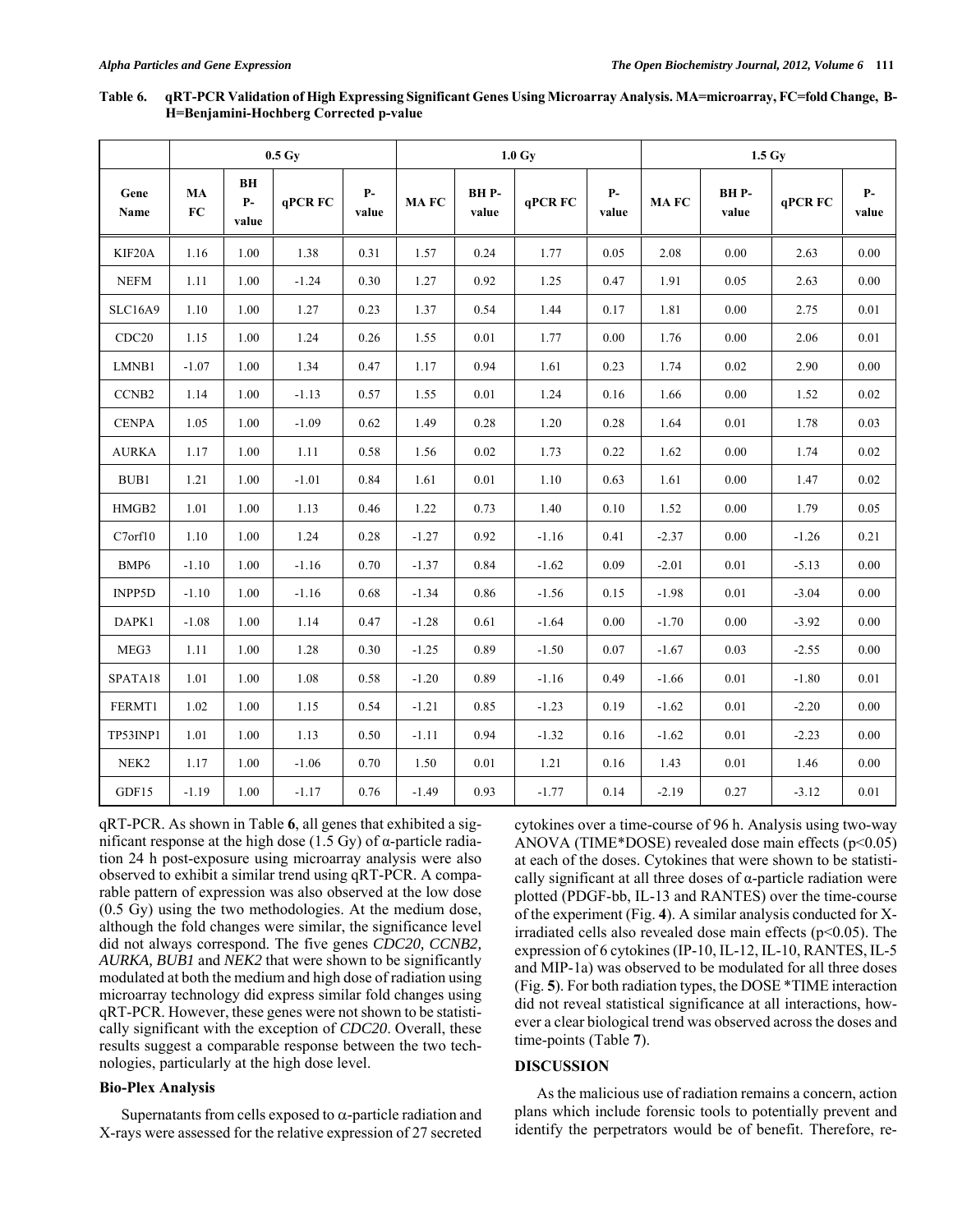**Table 6. qRT-PCR Validation of High Expressing Significant Genes Using Microarray Analysis. MA=microarray, FC=fold Change, B-H=Benjamini-Hochberg Corrected p-value**

| | 0.5 Gy | | | | 1.0 Gy | | | | 1.5 Gy | | | |
|---|---|---|---|---|---|---|---|---|---|---|---|---|
| Gene Name | MA FC | BH P-value | qPCR FC | P-value | MA FC | BH P-value | qPCR FC | P-value | MA FC | BH P-value | qPCR FC | P-value |
| KIF20A | 1.16 | 1.00 | 1.38 | 0.31 | 1.57 | 0.24 | 1.77 | 0.05 | 2.08 | 0.00 | 2.63 | 0.00 |
| NEFM | 1.11 | 1.00 | -1.24 | 0.30 | 1.27 | 0.92 | 1.25 | 0.47 | 1.91 | 0.05 | 2.63 | 0.00 |
| SLC16A9 | 1.10 | 1.00 | 1.27 | 0.23 | 1.37 | 0.54 | 1.44 | 0.17 | 1.81 | 0.00 | 2.75 | 0.01 |
| CDC20 | 1.15 | 1.00 | 1.24 | 0.26 | 1.55 | 0.01 | 1.77 | 0.00 | 1.76 | 0.00 | 2.06 | 0.01 |
| LMNB1 | -1.07 | 1.00 | 1.34 | 0.47 | 1.17 | 0.94 | 1.61 | 0.23 | 1.74 | 0.02 | 2.90 | 0.00 |
| CCNB2 | 1.14 | 1.00 | -1.13 | 0.57 | 1.55 | 0.01 | 1.24 | 0.16 | 1.66 | 0.00 | 1.52 | 0.02 |
| CENPA | 1.05 | 1.00 | -1.09 | 0.62 | 1.49 | 0.28 | 1.20 | 0.28 | 1.64 | 0.01 | 1.78 | 0.03 |
| AURKA | 1.17 | 1.00 | 1.11 | 0.58 | 1.56 | 0.02 | 1.73 | 0.22 | 1.62 | 0.00 | 1.74 | 0.02 |
| BUB1 | 1.21 | 1.00 | -1.01 | 0.84 | 1.61 | 0.01 | 1.10 | 0.63 | 1.61 | 0.00 | 1.47 | 0.02 |
| HMGB2 | 1.01 | 1.00 | 1.13 | 0.46 | 1.22 | 0.73 | 1.40 | 0.10 | 1.52 | 0.00 | 1.79 | 0.05 |
| C7orf10 | 1.10 | 1.00 | 1.24 | 0.28 | -1.27 | 0.92 | -1.16 | 0.41 | -2.37 | 0.00 | -1.26 | 0.21 |
| BMP6 | -1.10 | 1.00 | -1.16 | 0.70 | -1.37 | 0.84 | -1.62 | 0.09 | -2.01 | 0.01 | -5.13 | 0.00 |
| INPP5D | -1.10 | 1.00 | -1.16 | 0.68 | -1.34 | 0.86 | -1.56 | 0.15 | -1.98 | 0.01 | -3.04 | 0.00 |
| DAPK1 | -1.08 | 1.00 | 1.14 | 0.47 | -1.28 | 0.61 | -1.64 | 0.00 | -1.70 | 0.00 | -3.92 | 0.00 |
| MEG3 | 1.11 | 1.00 | 1.28 | 0.30 | -1.25 | 0.89 | -1.50 | 0.07 | -1.67 | 0.03 | -2.55 | 0.00 |
| SPATA18 | 1.01 | 1.00 | 1.08 | 0.58 | -1.20 | 0.89 | -1.16 | 0.49 | -1.66 | 0.01 | -1.80 | 0.01 |
| FERMT1 | 1.02 | 1.00 | 1.15 | 0.54 | -1.21 | 0.85 | -1.23 | 0.19 | -1.62 | 0.01 | -2.20 | 0.00 |
| TP53INP1 | 1.01 | 1.00 | 1.13 | 0.50 | -1.11 | 0.94 | -1.32 | 0.16 | -1.62 | 0.01 | -2.23 | 0.00 |
| NEK2 | 1.17 | 1.00 | -1.06 | 0.70 | 1.50 | 0.01 | 1.21 | 0.16 | 1.43 | 0.01 | 1.46 | 0.00 |
| GDF15 | -1.19 | 1.00 | -1.17 | 0.76 | -1.49 | 0.93 | -1.77 | 0.14 | -2.19 | 0.27 | -3.12 | 0.01 |

qRT-PCR. As shown in Table **6**, all genes that exhibited a significant response at the high dose (1.5 Gy) of α-particle radiation 24 h post-exposure using microarray analysis were also observed to exhibit a similar trend using qRT-PCR. A comparable pattern of expression was also observed at the low dose (0.5 Gy) using the two methodologies. At the medium dose, although the fold changes were similar, the significance level did not always correspond. The five genes *CDC20, CCNB2, AURKA, BUB1* and *NEK2* that were shown to be significantly modulated at both the medium and high dose of radiation using microarray technology did express similar fold changes using qRT-PCR. However, these genes were not shown to be statistically significant with the exception of *CDC20*. Overall, these results suggest a comparable response between the two technologies, particularly at the high dose level.

### Bio-Plex Analysis

Supernatants from cells exposed to α-particle radiation and X-rays were assessed for the relative expression of 27 secreted cytokines over a time-course of 96 h. Analysis using two-way ANOVA (TIME*DOSE) revealed dose main effects ($p<0.05$) at each of the doses. Cytokines that were shown to be statistically significant at all three doses of α-particle radiation were plotted (PDGF-bb, IL-13 and RANTES) over the time-course of the experiment (Fig. **4**). A similar analysis conducted for X-irradiated cells also revealed dose main effects ($p<0.05$). The expression of 6 cytokines (IP-10, IL-12, IL-10, RANTES, IL-5 and MIP-1a) was observed to be modulated for all three doses (Fig. **5**). For both radiation types, the DOSE *TIME interaction did not reveal statistical significance at all interactions, however a clear biological trend was observed across the doses and time-points (Table **7**).

## DISCUSSION

As the malicious use of radiation remains a concern, action plans which include forensic tools to potentially prevent and identify the perpetrators would be of benefit. Therefore, re-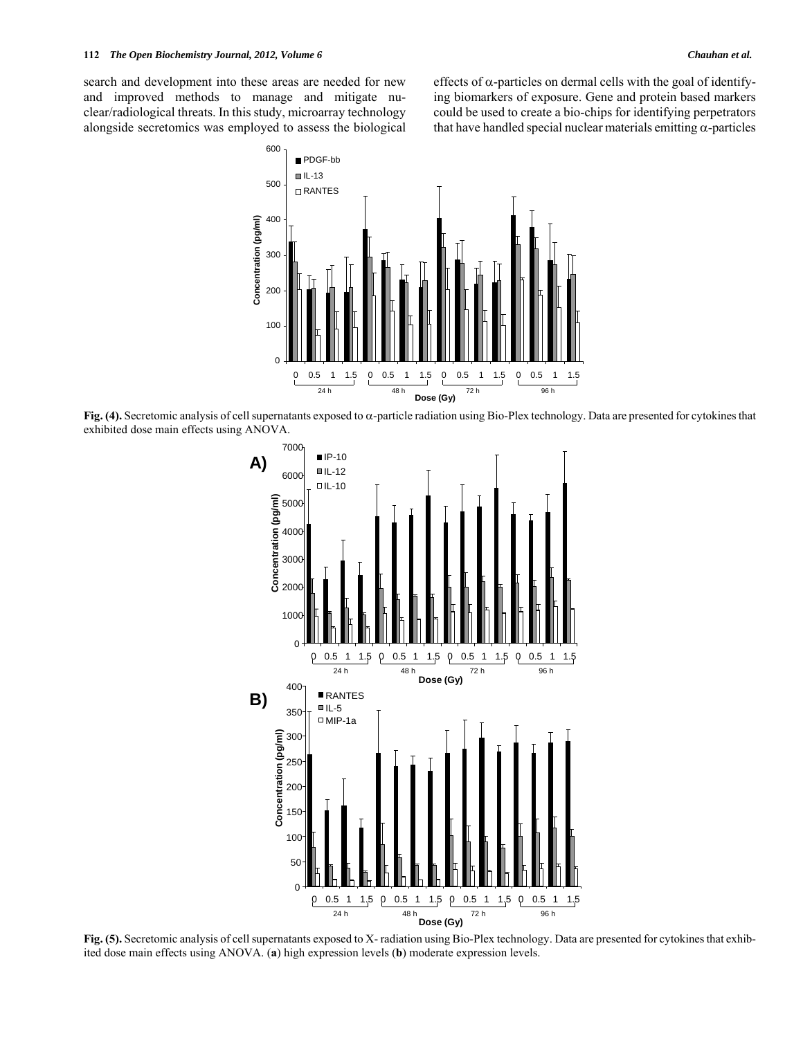search and development into these areas are needed for new and improved methods to manage and mitigate nuclear/radiological threats. In this study, microarray technology alongside secretomics was employed to assess the biological effects of α-particles on dermal cells with the goal of identifying biomarkers of exposure. Gene and protein based markers could be used to create a bio-chips for identifying perpetrators that have handled special nuclear materials emitting α-particles

**Fig. (4).** Secretomic analysis of cell supernatants exposed to α-particle radiation using Bio-Plex technology. Data are presented for cytokines that exhibited dose main effects using ANOVA.

**Fig. (5).** Secretomic analysis of cell supernatants exposed to X- radiation using Bio-Plex technology. Data are presented for cytokines that exhibited dose main effects using ANOVA. (**a**) high expression levels (**b**) moderate expression levels.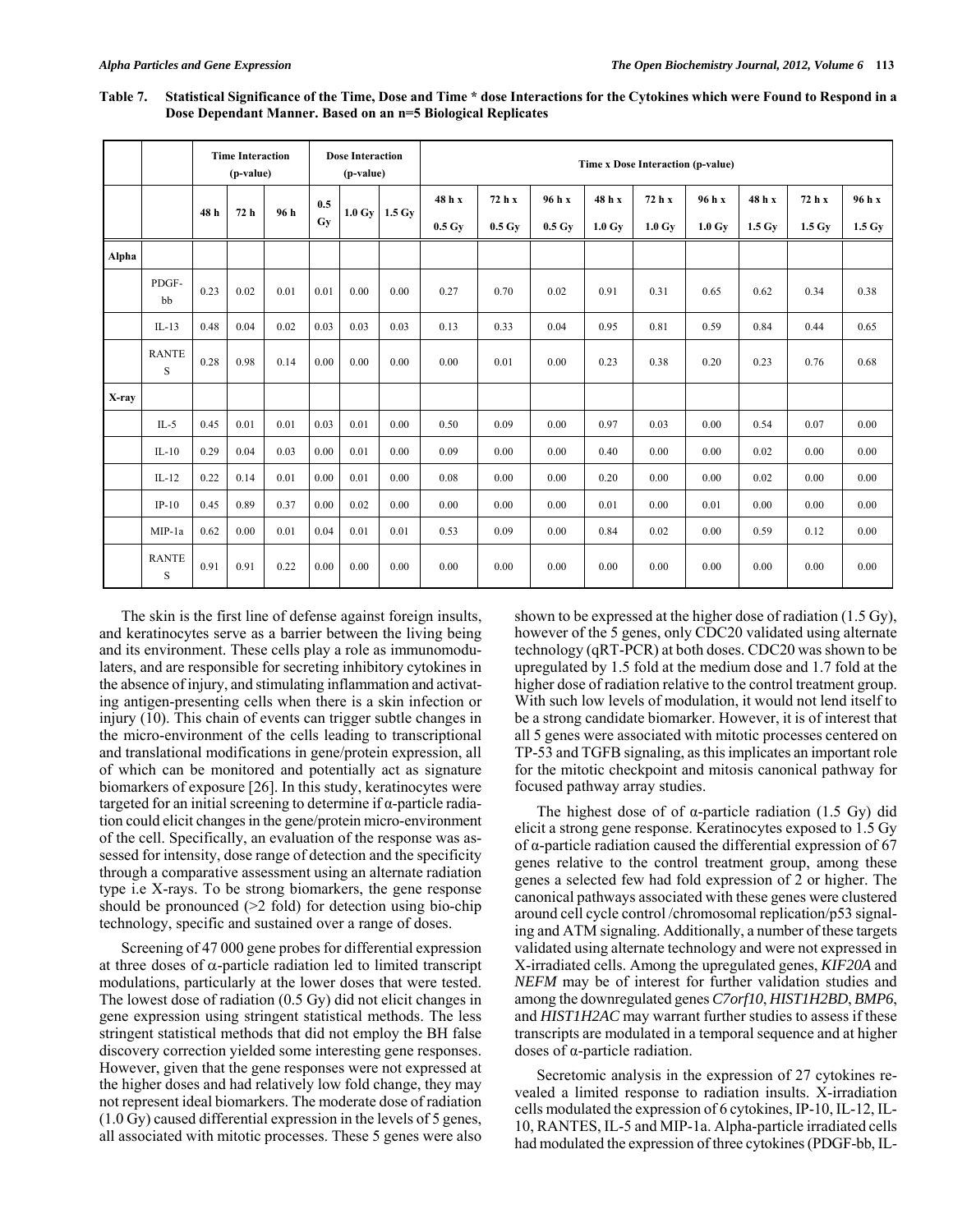**Table 7. Statistical Significance of the Time, Dose and Time * dose Interactions for the Cytokines which were Found to Respond in a Dose Dependant Manner. Based on an n=5 Biological Replicates**

| | | Time Interaction (p-value) | | | Dose Interaction (p-value) | | | Time x Dose Interaction (p-value) | | | | | | | | |
|---|---|---|---|---|---|---|---|---|---|---|---|---|---|---|---|---|
| | | 48 h | 72 h | 96 h | 0.5 Gy | 1.0 Gy | 1.5 Gy | 48 h x 0.5 Gy | 72 h x 0.5 Gy | 96 h x 0.5 Gy | 48 h x 1.0 Gy | 72 h x 1.0 Gy | 96 h x 1.0 Gy | 48 h x 1.5 Gy | 72 h x 1.5 Gy | 96 h x 1.5 Gy |
| **Alpha** | | | | | | | | | | | | | | | | |
| | PDGF-bb | 0.23 | 0.02 | 0.01 | 0.01 | 0.00 | 0.00 | 0.27 | 0.70 | 0.02 | 0.91 | 0.31 | 0.65 | 0.62 | 0.34 | 0.38 |
| | IL-13 | 0.48 | 0.04 | 0.02 | 0.03 | 0.03 | 0.03 | 0.13 | 0.33 | 0.04 | 0.95 | 0.81 | 0.59 | 0.84 | 0.44 | 0.65 |
| | RANTES | 0.28 | 0.98 | 0.14 | 0.00 | 0.00 | 0.00 | 0.00 | 0.01 | 0.00 | 0.23 | 0.38 | 0.20 | 0.23 | 0.76 | 0.68 |
| **X-ray** | | | | | | | | | | | | | | | | |
| | IL-5 | 0.45 | 0.01 | 0.01 | 0.03 | 0.01 | 0.00 | 0.50 | 0.09 | 0.00 | 0.97 | 0.03 | 0.00 | 0.54 | 0.07 | 0.00 |
| | IL-10 | 0.29 | 0.04 | 0.03 | 0.00 | 0.01 | 0.00 | 0.09 | 0.00 | 0.00 | 0.40 | 0.00 | 0.00 | 0.02 | 0.00 | 0.00 |
| | IL-12 | 0.22 | 0.14 | 0.01 | 0.00 | 0.01 | 0.00 | 0.08 | 0.00 | 0.00 | 0.20 | 0.00 | 0.00 | 0.02 | 0.00 | 0.00 |
| | IP-10 | 0.45 | 0.89 | 0.37 | 0.00 | 0.02 | 0.00 | 0.00 | 0.00 | 0.00 | 0.01 | 0.00 | 0.01 | 0.00 | 0.00 | 0.00 |
| | MIP-1a | 0.62 | 0.00 | 0.01 | 0.04 | 0.01 | 0.01 | 0.53 | 0.09 | 0.00 | 0.84 | 0.02 | 0.00 | 0.59 | 0.12 | 0.00 |
| | RANTES | 0.91 | 0.91 | 0.22 | 0.00 | 0.00 | 0.00 | 0.00 | 0.00 | 0.00 | 0.00 | 0.00 | 0.00 | 0.00 | 0.00 | 0.00 |

The skin is the first line of defense against foreign insults, and keratinocytes serve as a barrier between the living being and its environment. These cells play a role as immunomodulaters, and are responsible for secreting inhibitory cytokines in the absence of injury, and stimulating inflammation and activating antigen-presenting cells when there is a skin infection or injury (10). This chain of events can trigger subtle changes in the micro-environment of the cells leading to transcriptional and translational modifications in gene/protein expression, all of which can be monitored and potentially act as signature biomarkers of exposure [26]. In this study, keratinocytes were targeted for an initial screening to determine if α-particle radiation could elicit changes in the gene/protein micro-environment of the cell. Specifically, an evaluation of the response was assessed for intensity, dose range of detection and the specificity through a comparative assessment using an alternate radiation type i.e X-rays. To be strong biomarkers, the gene response should be pronounced (>2 fold) for detection using bio-chip technology, specific and sustained over a range of doses.

Screening of 47 000 gene probes for differential expression at three doses of α-particle radiation led to limited transcript modulations, particularly at the lower doses that were tested. The lowest dose of radiation (0.5 Gy) did not elicit changes in gene expression using stringent statistical methods. The less stringent statistical methods that did not employ the BH false discovery correction yielded some interesting gene responses. However, given that the gene responses were not expressed at the higher doses and had relatively low fold change, they may not represent ideal biomarkers. The moderate dose of radiation (1.0 Gy) caused differential expression in the levels of 5 genes, all associated with mitotic processes. These 5 genes were also shown to be expressed at the higher dose of radiation (1.5 Gy), however of the 5 genes, only CDC20 validated using alternate technology (qRT-PCR) at both doses. CDC20 was shown to be upregulated by 1.5 fold at the medium dose and 1.7 fold at the higher dose of radiation relative to the control treatment group. With such low levels of modulation, it would not lend itself to be a strong candidate biomarker. However, it is of interest that all 5 genes were associated with mitotic processes centered on TP-53 and TGFB signaling, as this implicates an important role for the mitotic checkpoint and mitosis canonical pathway for focused pathway array studies.

The highest dose of of α-particle radiation (1.5 Gy) did elicit a strong gene response. Keratinocytes exposed to 1.5 Gy of α-particle radiation caused the differential expression of 67 genes relative to the control treatment group, among these genes a selected few had fold expression of 2 or higher. The canonical pathways associated with these genes were clustered around cell cycle control /chromosomal replication/p53 signaling and ATM signaling. Additionally, a number of these targets validated using alternate technology and were not expressed in X-irradiated cells. Among the upregulated genes, *KIF20A* and *NEFM* may be of interest for further validation studies and among the downregulated genes *C7orf10*, *HIST1H2BD*, *BMP6*, and *HIST1H2AC* may warrant further studies to assess if these transcripts are modulated in a temporal sequence and at higher doses of α-particle radiation.

Secretomic analysis in the expression of 27 cytokines revealed a limited response to radiation insults. X-irradiation cells modulated the expression of 6 cytokines, IP-10, IL-12, IL-10, RANTES, IL-5 and MIP-1a. Alpha-particle irradiated cells had modulated the expression of three cytokines (PDGF-bb, IL-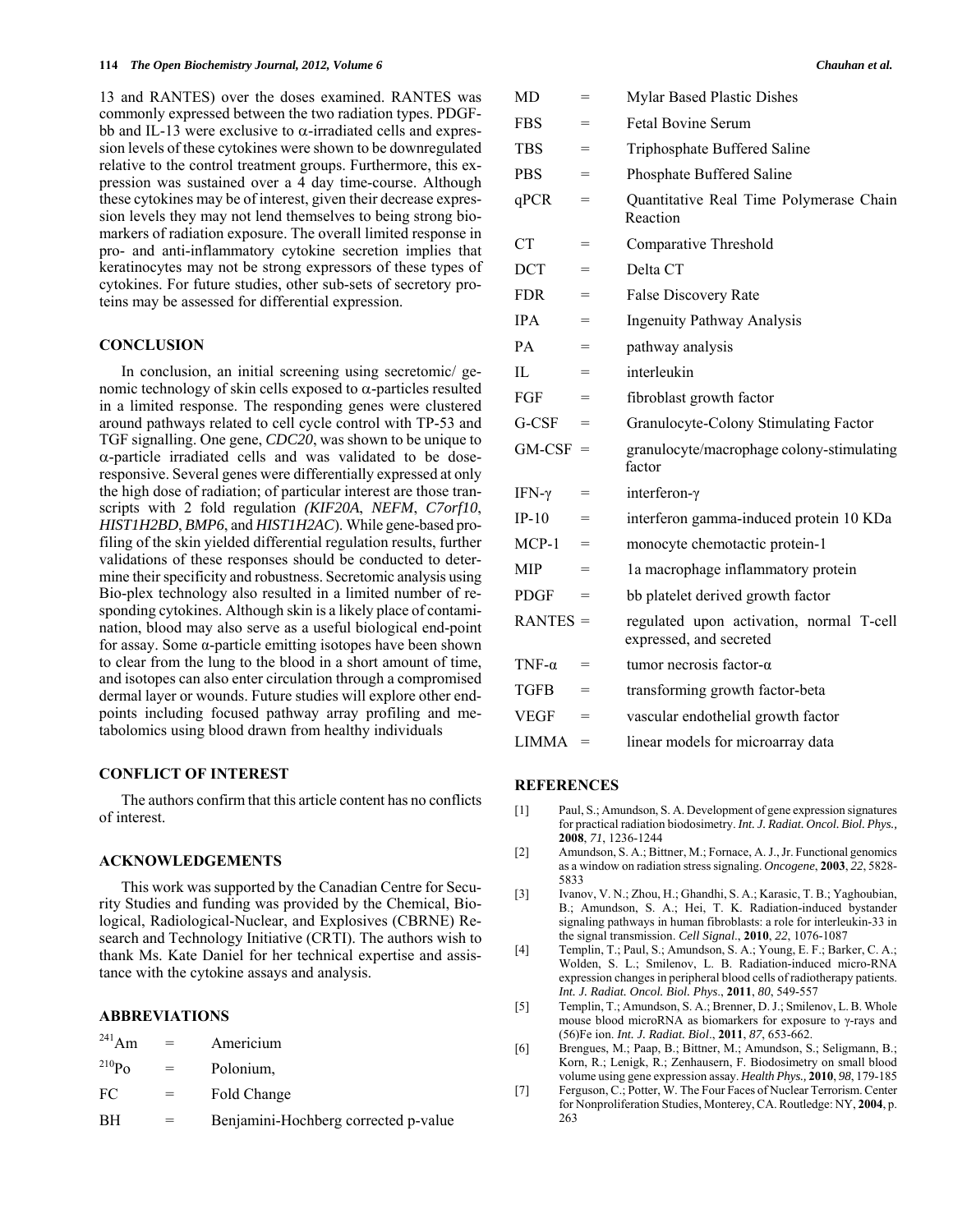13 and RANTES) over the doses examined. RANTES was commonly expressed between the two radiation types. PDGF-bb and IL-13 were exclusive to α-irradiated cells and expression levels of these cytokines were shown to be downregulated relative to the control treatment groups. Furthermore, this expression was sustained over a 4 day time-course. Although these cytokines may be of interest, given their decrease expression levels they may not lend themselves to being strong biomarkers of radiation exposure. The overall limited response in pro- and anti-inflammatory cytokine secretion implies that keratinocytes may not be strong expressors of these types of cytokines. For future studies, other sub-sets of secretory proteins may be assessed for differential expression.

## CONCLUSION

In conclusion, an initial screening using secretomic/ genomic technology of skin cells exposed to α-particles resulted in a limited response. The responding genes were clustered around pathways related to cell cycle control with TP-53 and TGF signalling. One gene, *CDC20*, was shown to be unique to α-particle irradiated cells and was validated to be dose-responsive. Several genes were differentially expressed at only the high dose of radiation; of particular interest are those transcripts with 2 fold regulation (*KIF20A*, *NEFM*, *C7orf10*, *HIST1H2BD*, *BMP6*, and *HIST1H2AC*). While gene-based profiling of the skin yielded differential regulation results, further validations of these responses should be conducted to determine their specificity and robustness. Secretomic analysis using Bio-plex technology also resulted in a limited number of responding cytokines. Although skin is a likely place of contamination, blood may also serve as a useful biological end-point for assay. Some α-particle emitting isotopes have been shown to clear from the lung to the blood in a short amount of time, and isotopes can also enter circulation through a compromised dermal layer or wounds. Future studies will explore other end-points including focused pathway array profiling and metabolomics using blood drawn from healthy individuals

## CONFLICT OF INTEREST

The authors confirm that this article content has no conflicts of interest.

## ACKNOWLEDGEMENTS

This work was supported by the Canadian Centre for Security Studies and funding was provided by the Chemical, Biological, Radiological-Nuclear, and Explosives (CBRNE) Research and Technology Initiative (CRTI). The authors wish to thank Ms. Kate Daniel for her technical expertise and assistance with the cytokine assays and analysis.

## ABBREVIATIONS

| | | |
|---|---|---|
| $^{241}$Am | = | Americium |
| $^{210}$Po | = | Polonium, |
| FC | = | Fold Change |
| BH | = | Benjamini-Hochberg corrected p-value |
| MD | = | Mylar Based Plastic Dishes |
| FBS | = | Fetal Bovine Serum |
| TBS | = | Triphosphate Buffered Saline |
| PBS | = | Phosphate Buffered Saline |
| qPCR | = | Quantitative Real Time Polymerase Chain Reaction |
| CT | = | Comparative Threshold |
| DCT | = | Delta CT |
| FDR | = | False Discovery Rate |
| IPA | = | Ingenuity Pathway Analysis |
| PA | = | pathway analysis |
| IL | = | interleukin |
| FGF | = | fibroblast growth factor |
| G-CSF | = | Granulocyte-Colony Stimulating Factor |
| GM-CSF | = | granulocyte/macrophage colony-stimulating factor |
| IFN-γ | = | interferon-γ |
| IP-10 | = | interferon gamma-induced protein 10 KDa |
| MCP-1 | = | monocyte chemotactic protein-1 |
| MIP | = | 1a macrophage inflammatory protein |
| PDGF | = | bb platelet derived growth factor |
| RANTES | = | regulated upon activation, normal T-cell expressed, and secreted |
| TNF-α | = | tumor necrosis factor-α |
| TGFB | = | transforming growth factor-beta |
| VEGF | = | vascular endothelial growth factor |
| LIMMA | = | linear models for microarray data |

## REFERENCES

[1] Paul, S.; Amundson, S. A. Development of gene expression signatures for practical radiation biodosimetry. *Int. J. Radiat. Oncol. Biol. Phys.*, **2008**, *71*, 1236-1244

[2] Amundson, S. A.; Bittner, M.; Fornace, A. J., Jr. Functional genomics as a window on radiation stress signaling. *Oncogene*, **2003**, *22*, 5828-5833

[3] Ivanov, V. N.; Zhou, H.; Ghandhi, S. A.; Karasic, T. B.; Yaghoubian, B.; Amundson, S. A.; Hei, T. K. Radiation-induced bystander signaling pathways in human fibroblasts: a role for interleukin-33 in the signal transmission. *Cell Signal*., **2010**, *22*, 1076-1087

[4] Templin, T.; Paul, S.; Amundson, S. A.; Young, E. F.; Barker, C. A.; Wolden, S. L.; Smilenov, L. B. Radiation-induced micro-RNA expression changes in peripheral blood cells of radiotherapy patients. *Int. J. Radiat. Oncol. Biol. Phys*., **2011**, *80*, 549-557

[5] Templin, T.; Amundson, S. A.; Brenner, D. J.; Smilenov, L. B. Whole mouse blood microRNA as biomarkers for exposure to γ-rays and (56)Fe ion. *Int. J. Radiat. Biol*., **2011**, *87*, 653-662.

[6] Brengues, M.; Paap, B.; Bittner, M.; Amundson, S.; Seligmann, B.; Korn, R.; Lenigk, R.; Zenhausern, F. Biodosimetry on small blood volume using gene expression assay. *Health Phys.,* **2010**, *98*, 179-185

[7] Ferguson, C.; Potter, W. The Four Faces of Nuclear Terrorism. Center for Nonproliferation Studies, Monterey, CA. Routledge: NY, **2004**, p. 263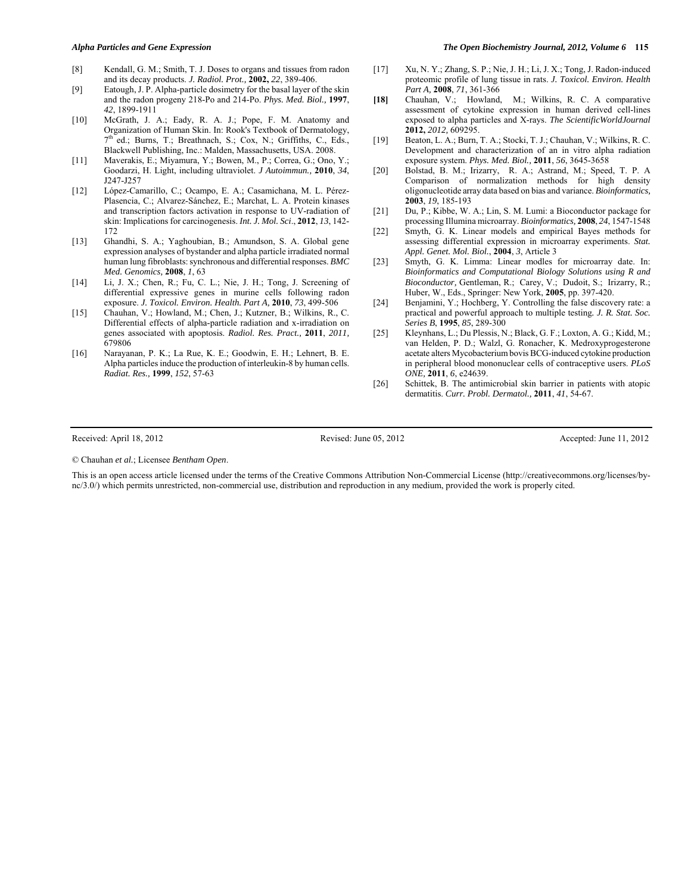[8] Kendall, G. M.; Smith, T. J. Doses to organs and tissues from radon and its decay products. *J. Radiol. Prot.,* **2002,** *22*, 389-406.

[9] Eatough, J. P. Alpha-particle dosimetry for the basal layer of the skin and the radon progeny 218-Po and 214-Po. *Phys. Med. Biol.,* **1997**, *42*, 1899-1911

[10] McGrath, J. A.; Eady, R. A. J.; Pope, F. M. Anatomy and Organization of Human Skin. In: Rook's Textbook of Dermatology, 7th ed.; Burns, T.; Breathnach, S.; Cox, N.; Griffiths, C., Eds., Blackwell Publishing, Inc.: Malden, Massachusetts, USA. 2008.

[11] Maverakis, E.; Miyamura, Y.; Bowen, M., P.; Correa, G.; Ono, Y.; Goodarzi, H. Light, including ultraviolet. *J Autoimmun.,* **2010**, *34*, J247-J257

[12] López-Camarillo, C.; Ocampo, E. A.; Casamichana, M. L. Pérez-Plasencia, C.; Alvarez-Sánchez, E.; Marchat, L. A. Protein kinases and transcription factors activation in response to UV-radiation of skin: Implications for carcinogenesis. *Int. J. Mol. Sci*., **2012**, *13*, 142-172

[13] Ghandhi, S. A.; Yaghoubian, B.; Amundson, S. A. Global gene expression analyses of bystander and alpha particle irradiated normal human lung fibroblasts: synchronous and differential responses. *BMC Med. Genomics,* **2008**, *1*, 63

[14] Li, J. X.; Chen, R.; Fu, C. L.; Nie, J. H.; Tong, J. Screening of differential expressive genes in murine cells following radon exposure. *J. Toxicol. Environ. Health. Part A,* **2010**, *73*, 499-506

[15] Chauhan, V.; Howland, M.; Chen, J.; Kutzner, B.; Wilkins, R., C. Differential effects of alpha-particle radiation and x-irradiation on genes associated with apoptosis. *Radiol. Res. Pract.,* **2011**, *2011,* 679806

[16] Narayanan, P. K.; La Rue, K. E.; Goodwin, E. H.; Lehnert, B. E. Alpha particles induce the production of interleukin-8 by human cells. *Radiat. Res.,* **1999**, *152*, 57-63

[17] Xu, N. Y.; Zhang, S. P.; Nie, J. H.; Li, J. X.; Tong, J. Radon-induced proteomic profile of lung tissue in rats. *J. Toxicol. Environ. Health Part A,* **2008**, *71*, 361-366

**[18]** Chauhan, V.; Howland, M.; Wilkins, R. C. A comparative assessment of cytokine expression in human derived cell-lines exposed to alpha particles and X-rays. *The ScientificWorldJournal* **2012,** *2012,* 609295.

[19] Beaton, L. A.; Burn, T. A.; Stocki, T. J.; Chauhan, V.; Wilkins, R. C. Development and characterization of an in vitro alpha radiation exposure system. *Phys. Med. Biol.,* **2011**, *56*, 3645-3658

[20] Bolstad, B. M.; Irizarry, R. A.; Astrand, M.; Speed, T. P. A Comparison of normalization methods for high density oligonucleotide array data based on bias and variance. *Bioinformatics,* **2003**, *19*, 185-193

[21] Du, P.; Kibbe, W. A.; Lin, S. M. Lumi: a Bioconductor package for processing Illumina microarray. *Bioinformatics,* **2008**, *24*, 1547-1548

[22] Smyth, G. K. Linear models and empirical Bayes methods for assessing differential expression in microarray experiments. *Stat. Appl. Genet. Mol. Biol.*, **2004**, *3*, Article 3

[23] Smyth, G. K. Limma: Linear modles for microarray date. In: *Bioinformatics and Computational Biology Solutions using R and Bioconductor,* Gentleman, R.; Carey, V.; Dudoit, S.; Irizarry, R.; Huber, W., Eds., Springer: New York, **2005**, pp. 397-420.

[24] Benjamini, Y.; Hochberg, Y. Controlling the false discovery rate: a practical and powerful approach to multiple testing. *J. R. Stat. Soc. Series B*, **1995**, *85*, 289-300

[25] Kleynhans, L.; Du Plessis, N.; Black, G. F.; Loxton, A. G.; Kidd, M.; van Helden, P. D.; Walzl, G. Ronacher, K. Medroxyprogesterone acetate alters Mycobacterium bovis BCG-induced cytokine production in peripheral blood mononuclear cells of contraceptive users. *PLoS ONE,* **2011**, *6*, e24639.

[26] Schittek, B. The antimicrobial skin barrier in patients with atopic dermatitis. *Curr. Probl. Dermatol.,* **2011**, *41*, 54-67.

Received: April 18, 2012 Revised: June 05, 2012 Accepted: June 11, 2012

© Chauhan *et al.*; Licensee *Bentham Open*.

This is an open access article licensed under the terms of the Creative Commons Attribution Non-Commercial License (http://creativecommons.org/licenses/by-nc/3.0/) which permits unrestricted, non-commercial use, distribution and reproduction in any medium, provided the work is properly cited.